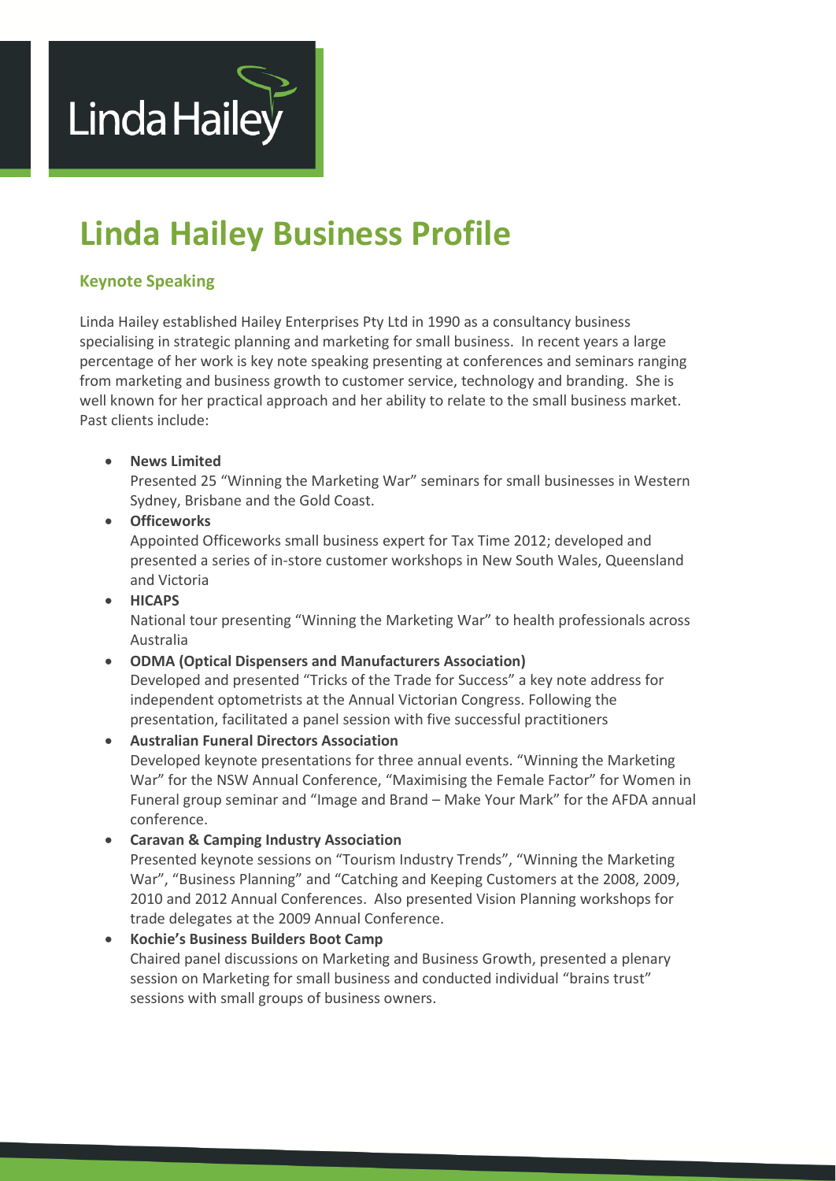Linda Hailey

# Linda Hailey Business Profile

## Keynote Speaking

Linda Hailey established Hailey Enterprises Pty Ltd in 1990 as a consultancy business specialising in strategic planning and marketing for small business. In recent years a large percentage of her work is key note speaking presenting at conferences and seminars ranging from marketing and business growth to customer service, technology and branding. She is well known for her practical approach and her ability to relate to the small business market. Past clients include:

- **News Limited**
  Presented 25 "Winning the Marketing War" seminars for small businesses in Western Sydney, Brisbane and the Gold Coast.
- **Officeworks**
  Appointed Officeworks small business expert for Tax Time 2012; developed and presented a series of in-store customer workshops in New South Wales, Queensland and Victoria
- **HICAPS**
  National tour presenting "Winning the Marketing War" to health professionals across Australia
- **ODMA (Optical Dispensers and Manufacturers Association)**
  Developed and presented "Tricks of the Trade for Success" a key note address for independent optometrists at the Annual Victorian Congress. Following the presentation, facilitated a panel session with five successful practitioners
- **Australian Funeral Directors Association**
  Developed keynote presentations for three annual events. "Winning the Marketing War" for the NSW Annual Conference, "Maximising the Female Factor" for Women in Funeral group seminar and "Image and Brand – Make Your Mark" for the AFDA annual conference.
- **Caravan & Camping Industry Association**
  Presented keynote sessions on "Tourism Industry Trends", "Winning the Marketing War", "Business Planning" and "Catching and Keeping Customers at the 2008, 2009, 2010 and 2012 Annual Conferences. Also presented Vision Planning workshops for trade delegates at the 2009 Annual Conference.
- **Kochie's Business Builders Boot Camp**
  Chaired panel discussions on Marketing and Business Growth, presented a plenary session on Marketing for small business and conducted individual "brains trust" sessions with small groups of business owners.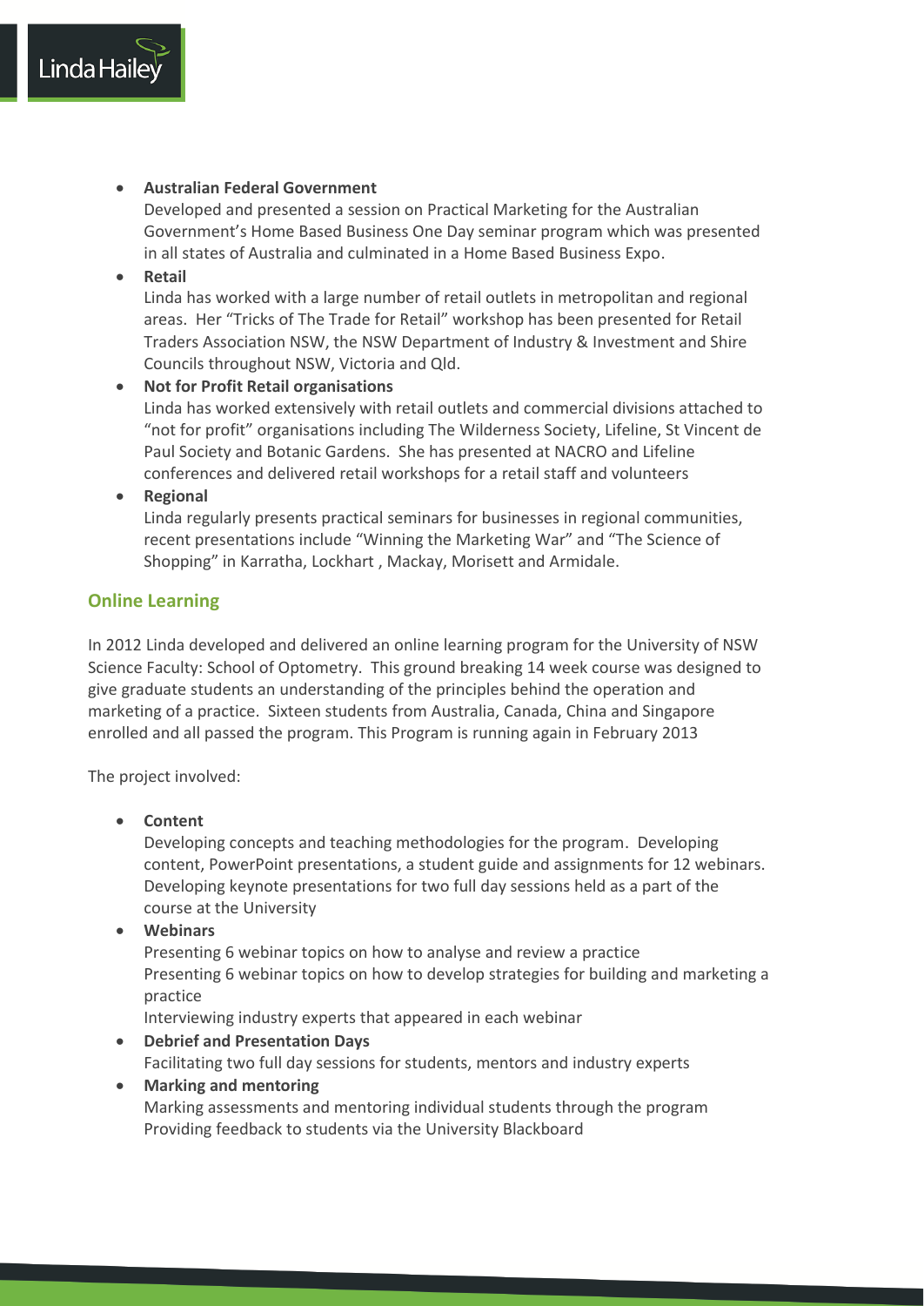- **Australian Federal Government**
  Developed and presented a session on Practical Marketing for the Australian Government's Home Based Business One Day seminar program which was presented in all states of Australia and culminated in a Home Based Business Expo.
- **Retail**
  Linda has worked with a large number of retail outlets in metropolitan and regional areas. Her "Tricks of The Trade for Retail" workshop has been presented for Retail Traders Association NSW, the NSW Department of Industry & Investment and Shire Councils throughout NSW, Victoria and Qld.
- **Not for Profit Retail organisations**
  Linda has worked extensively with retail outlets and commercial divisions attached to "not for profit" organisations including The Wilderness Society, Lifeline, St Vincent de Paul Society and Botanic Gardens. She has presented at NACRO and Lifeline conferences and delivered retail workshops for a retail staff and volunteers
- **Regional**
  Linda regularly presents practical seminars for businesses in regional communities, recent presentations include "Winning the Marketing War" and "The Science of Shopping" in Karratha, Lockhart , Mackay, Morisett and Armidale.

## Online Learning

In 2012 Linda developed and delivered an online learning program for the University of NSW Science Faculty: School of Optometry. This ground breaking 14 week course was designed to give graduate students an understanding of the principles behind the operation and marketing of a practice. Sixteen students from Australia, Canada, China and Singapore enrolled and all passed the program. This Program is running again in February 2013

The project involved:

- **Content**
  Developing concepts and teaching methodologies for the program. Developing content, PowerPoint presentations, a student guide and assignments for 12 webinars. Developing keynote presentations for two full day sessions held as a part of the course at the University
- **Webinars**
  Presenting 6 webinar topics on how to analyse and review a practice
  Presenting 6 webinar topics on how to develop strategies for building and marketing a practice
  Interviewing industry experts that appeared in each webinar
- **Debrief and Presentation Days**
  Facilitating two full day sessions for students, mentors and industry experts
- **Marking and mentoring**
  Marking assessments and mentoring individual students through the program
  Providing feedback to students via the University Blackboard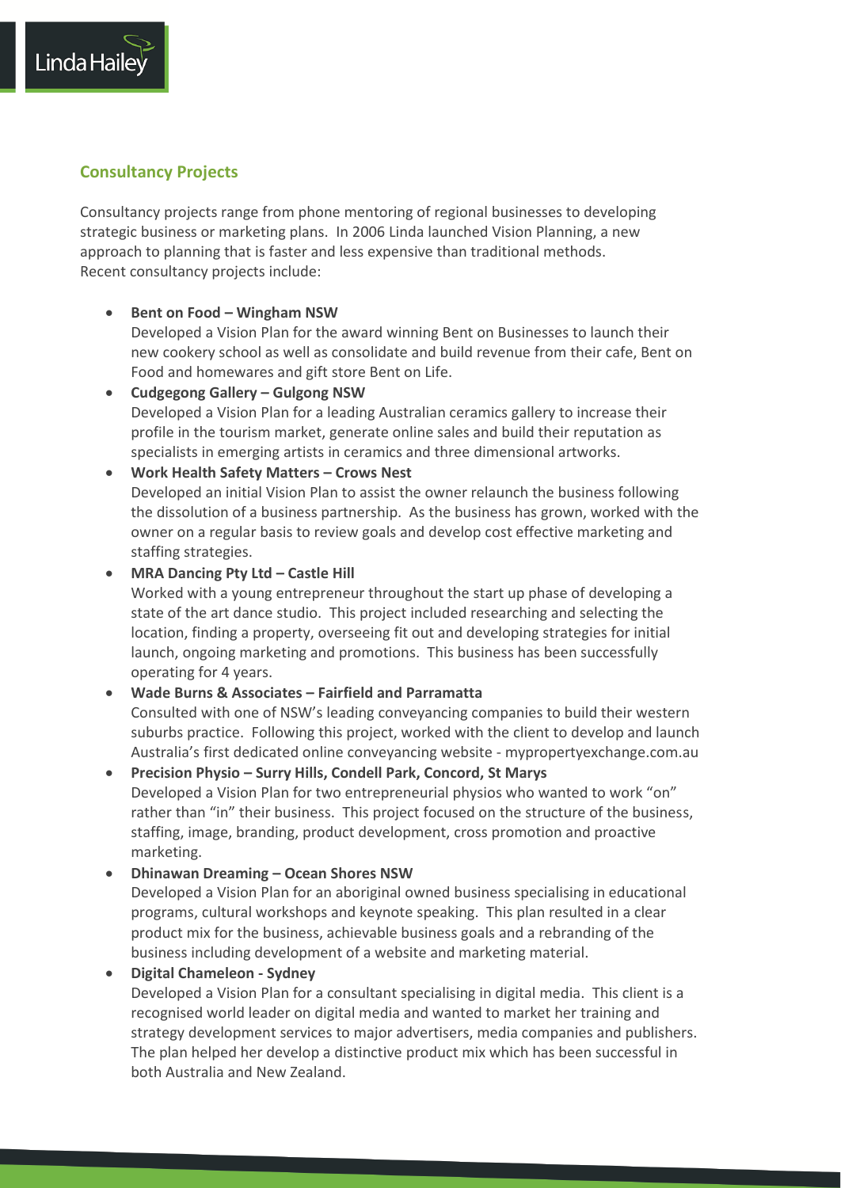## Consultancy Projects

Consultancy projects range from phone mentoring of regional businesses to developing strategic business or marketing plans. In 2006 Linda launched Vision Planning, a new approach to planning that is faster and less expensive than traditional methods. Recent consultancy projects include:

- **Bent on Food – Wingham NSW**
  Developed a Vision Plan for the award winning Bent on Businesses to launch their new cookery school as well as consolidate and build revenue from their cafe, Bent on Food and homewares and gift store Bent on Life.
- **Cudgegong Gallery – Gulgong NSW**
  Developed a Vision Plan for a leading Australian ceramics gallery to increase their profile in the tourism market, generate online sales and build their reputation as specialists in emerging artists in ceramics and three dimensional artworks.
- **Work Health Safety Matters – Crows Nest**
  Developed an initial Vision Plan to assist the owner relaunch the business following the dissolution of a business partnership. As the business has grown, worked with the owner on a regular basis to review goals and develop cost effective marketing and staffing strategies.
- **MRA Dancing Pty Ltd – Castle Hill**
  Worked with a young entrepreneur throughout the start up phase of developing a state of the art dance studio. This project included researching and selecting the location, finding a property, overseeing fit out and developing strategies for initial launch, ongoing marketing and promotions. This business has been successfully operating for 4 years.
- **Wade Burns & Associates – Fairfield and Parramatta**
  Consulted with one of NSW's leading conveyancing companies to build their western suburbs practice. Following this project, worked with the client to develop and launch Australia's first dedicated online conveyancing website - mypropertyexchange.com.au
- **Precision Physio – Surry Hills, Condell Park, Concord, St Marys**
  Developed a Vision Plan for two entrepreneurial physios who wanted to work "on" rather than "in" their business. This project focused on the structure of the business, staffing, image, branding, product development, cross promotion and proactive marketing.
- **Dhinawan Dreaming – Ocean Shores NSW**
  Developed a Vision Plan for an aboriginal owned business specialising in educational programs, cultural workshops and keynote speaking. This plan resulted in a clear product mix for the business, achievable business goals and a rebranding of the business including development of a website and marketing material.
- **Digital Chameleon - Sydney**
  Developed a Vision Plan for a consultant specialising in digital media. This client is a recognised world leader on digital media and wanted to market her training and strategy development services to major advertisers, media companies and publishers. The plan helped her develop a distinctive product mix which has been successful in both Australia and New Zealand.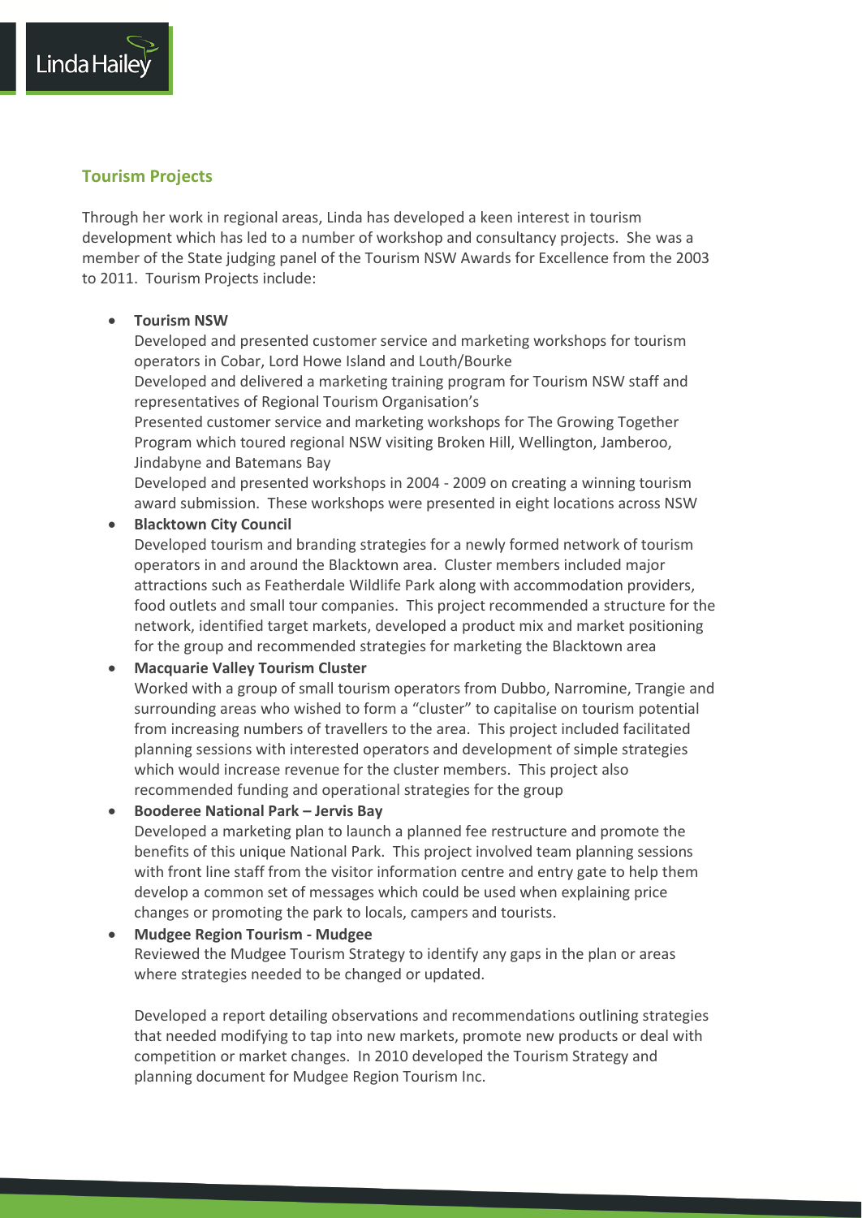## Tourism Projects

Through her work in regional areas, Linda has developed a keen interest in tourism development which has led to a number of workshop and consultancy projects. She was a member of the State judging panel of the Tourism NSW Awards for Excellence from the 2003 to 2011. Tourism Projects include:

- **Tourism NSW**
  Developed and presented customer service and marketing workshops for tourism operators in Cobar, Lord Howe Island and Louth/Bourke
  Developed and delivered a marketing training program for Tourism NSW staff and representatives of Regional Tourism Organisation's
  Presented customer service and marketing workshops for The Growing Together Program which toured regional NSW visiting Broken Hill, Wellington, Jamberoo, Jindabyne and Batemans Bay
  Developed and presented workshops in 2004 - 2009 on creating a winning tourism award submission. These workshops were presented in eight locations across NSW
- **Blacktown City Council**
  Developed tourism and branding strategies for a newly formed network of tourism operators in and around the Blacktown area. Cluster members included major attractions such as Featherdale Wildlife Park along with accommodation providers, food outlets and small tour companies. This project recommended a structure for the network, identified target markets, developed a product mix and market positioning for the group and recommended strategies for marketing the Blacktown area
- **Macquarie Valley Tourism Cluster**
  Worked with a group of small tourism operators from Dubbo, Narromine, Trangie and surrounding areas who wished to form a "cluster" to capitalise on tourism potential from increasing numbers of travellers to the area. This project included facilitated planning sessions with interested operators and development of simple strategies which would increase revenue for the cluster members. This project also recommended funding and operational strategies for the group
- **Booderee National Park – Jervis Bay**
  Developed a marketing plan to launch a planned fee restructure and promote the benefits of this unique National Park. This project involved team planning sessions with front line staff from the visitor information centre and entry gate to help them develop a common set of messages which could be used when explaining price changes or promoting the park to locals, campers and tourists.
- **Mudgee Region Tourism - Mudgee**
  Reviewed the Mudgee Tourism Strategy to identify any gaps in the plan or areas where strategies needed to be changed or updated.

  Developed a report detailing observations and recommendations outlining strategies that needed modifying to tap into new markets, promote new products or deal with competition or market changes. In 2010 developed the Tourism Strategy and planning document for Mudgee Region Tourism Inc.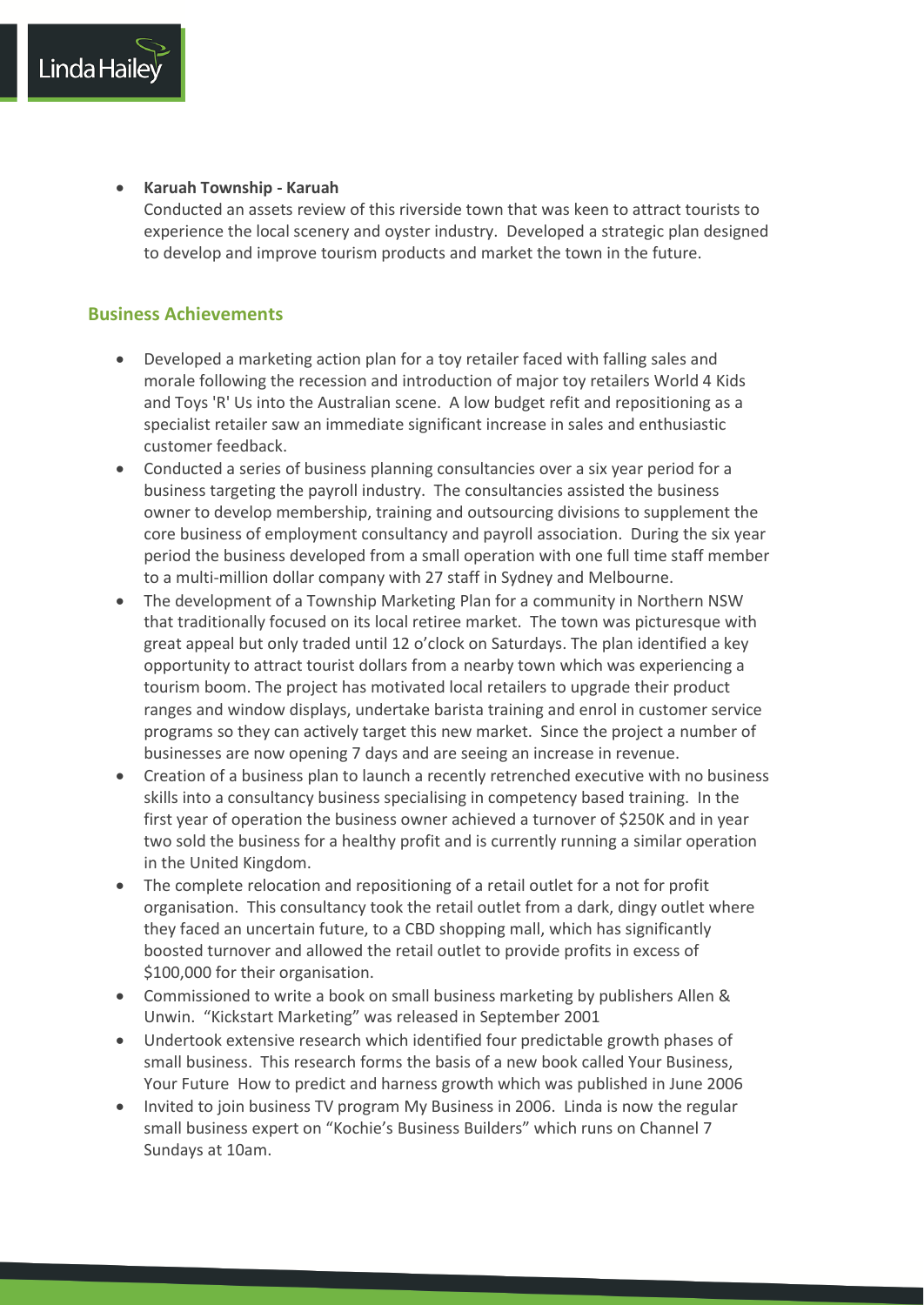- **Karuah Township - Karuah**
  Conducted an assets review of this riverside town that was keen to attract tourists to experience the local scenery and oyster industry. Developed a strategic plan designed to develop and improve tourism products and market the town in the future.

## Business Achievements

- Developed a marketing action plan for a toy retailer faced with falling sales and morale following the recession and introduction of major toy retailers World 4 Kids and Toys 'R' Us into the Australian scene. A low budget refit and repositioning as a specialist retailer saw an immediate significant increase in sales and enthusiastic customer feedback.
- Conducted a series of business planning consultancies over a six year period for a business targeting the payroll industry. The consultancies assisted the business owner to develop membership, training and outsourcing divisions to supplement the core business of employment consultancy and payroll association. During the six year period the business developed from a small operation with one full time staff member to a multi-million dollar company with 27 staff in Sydney and Melbourne.
- The development of a Township Marketing Plan for a community in Northern NSW that traditionally focused on its local retiree market. The town was picturesque with great appeal but only traded until 12 o'clock on Saturdays. The plan identified a key opportunity to attract tourist dollars from a nearby town which was experiencing a tourism boom. The project has motivated local retailers to upgrade their product ranges and window displays, undertake barista training and enrol in customer service programs so they can actively target this new market. Since the project a number of businesses are now opening 7 days and are seeing an increase in revenue.
- Creation of a business plan to launch a recently retrenched executive with no business skills into a consultancy business specialising in competency based training. In the first year of operation the business owner achieved a turnover of $250K and in year two sold the business for a healthy profit and is currently running a similar operation in the United Kingdom.
- The complete relocation and repositioning of a retail outlet for a not for profit organisation. This consultancy took the retail outlet from a dark, dingy outlet where they faced an uncertain future, to a CBD shopping mall, which has significantly boosted turnover and allowed the retail outlet to provide profits in excess of $100,000 for their organisation.
- Commissioned to write a book on small business marketing by publishers Allen & Unwin. "Kickstart Marketing" was released in September 2001
- Undertook extensive research which identified four predictable growth phases of small business. This research forms the basis of a new book called Your Business, Your Future How to predict and harness growth which was published in June 2006
- Invited to join business TV program My Business in 2006. Linda is now the regular small business expert on "Kochie's Business Builders" which runs on Channel 7 Sundays at 10am.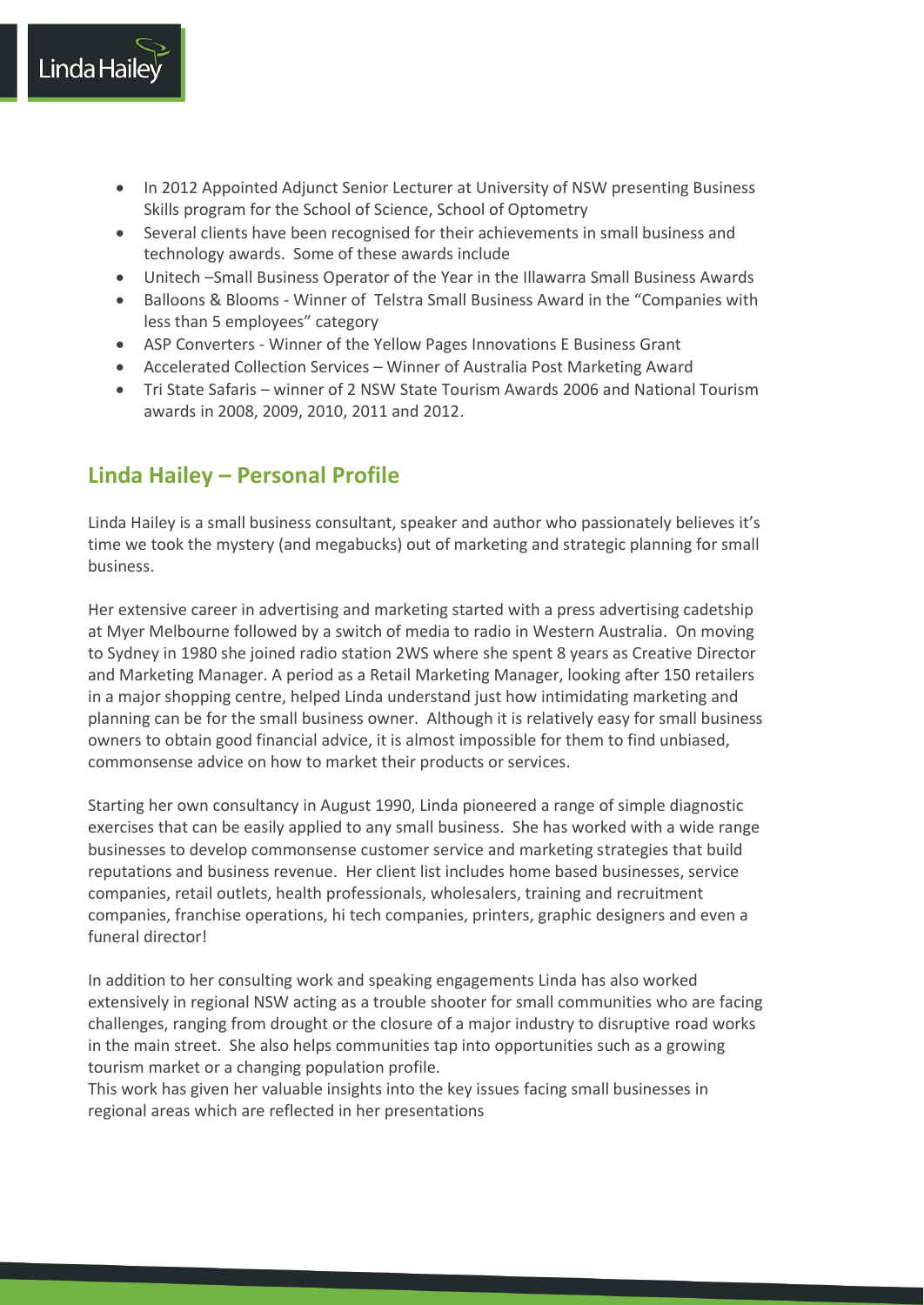- In 2012 Appointed Adjunct Senior Lecturer at University of NSW presenting Business Skills program for the School of Science, School of Optometry
- Several clients have been recognised for their achievements in small business and technology awards. Some of these awards include
- Unitech –Small Business Operator of the Year in the Illawarra Small Business Awards
- Balloons & Blooms - Winner of Telstra Small Business Award in the "Companies with less than 5 employees" category
- ASP Converters - Winner of the Yellow Pages Innovations E Business Grant
- Accelerated Collection Services – Winner of Australia Post Marketing Award
- Tri State Safaris – winner of 2 NSW State Tourism Awards 2006 and National Tourism awards in 2008, 2009, 2010, 2011 and 2012.

## Linda Hailey – Personal Profile

Linda Hailey is a small business consultant, speaker and author who passionately believes it's time we took the mystery (and megabucks) out of marketing and strategic planning for small business.

Her extensive career in advertising and marketing started with a press advertising cadetship at Myer Melbourne followed by a switch of media to radio in Western Australia. On moving to Sydney in 1980 she joined radio station 2WS where she spent 8 years as Creative Director and Marketing Manager. A period as a Retail Marketing Manager, looking after 150 retailers in a major shopping centre, helped Linda understand just how intimidating marketing and planning can be for the small business owner. Although it is relatively easy for small business owners to obtain good financial advice, it is almost impossible for them to find unbiased, commonsense advice on how to market their products or services.

Starting her own consultancy in August 1990, Linda pioneered a range of simple diagnostic exercises that can be easily applied to any small business. She has worked with a wide range businesses to develop commonsense customer service and marketing strategies that build reputations and business revenue. Her client list includes home based businesses, service companies, retail outlets, health professionals, wholesalers, training and recruitment companies, franchise operations, hi tech companies, printers, graphic designers and even a funeral director!

In addition to her consulting work and speaking engagements Linda has also worked extensively in regional NSW acting as a trouble shooter for small communities who are facing challenges, ranging from drought or the closure of a major industry to disruptive road works in the main street. She also helps communities tap into opportunities such as a growing tourism market or a changing population profile.
This work has given her valuable insights into the key issues facing small businesses in regional areas which are reflected in her presentations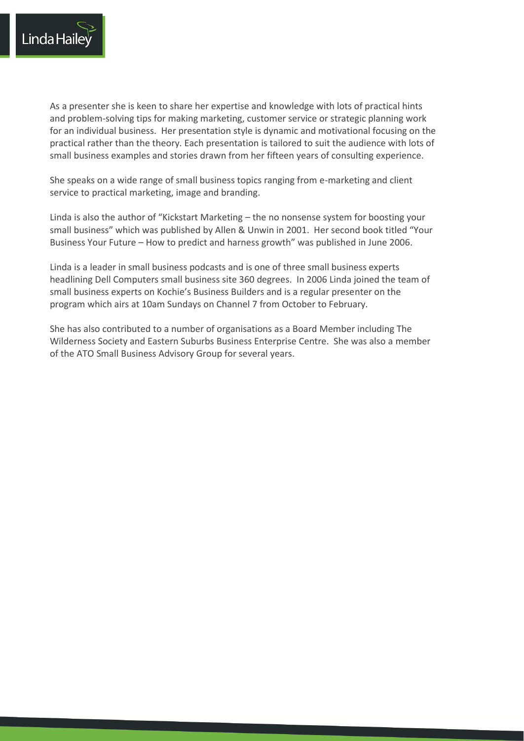As a presenter she is keen to share her expertise and knowledge with lots of practical hints and problem-solving tips for making marketing, customer service or strategic planning work for an individual business. Her presentation style is dynamic and motivational focusing on the practical rather than the theory. Each presentation is tailored to suit the audience with lots of small business examples and stories drawn from her fifteen years of consulting experience.

She speaks on a wide range of small business topics ranging from e-marketing and client service to practical marketing, image and branding.

Linda is also the author of "Kickstart Marketing – the no nonsense system for boosting your small business" which was published by Allen & Unwin in 2001. Her second book titled "Your Business Your Future – How to predict and harness growth" was published in June 2006.

Linda is a leader in small business podcasts and is one of three small business experts headlining Dell Computers small business site 360 degrees. In 2006 Linda joined the team of small business experts on Kochie's Business Builders and is a regular presenter on the program which airs at 10am Sundays on Channel 7 from October to February.

She has also contributed to a number of organisations as a Board Member including The Wilderness Society and Eastern Suburbs Business Enterprise Centre. She was also a member of the ATO Small Business Advisory Group for several years.